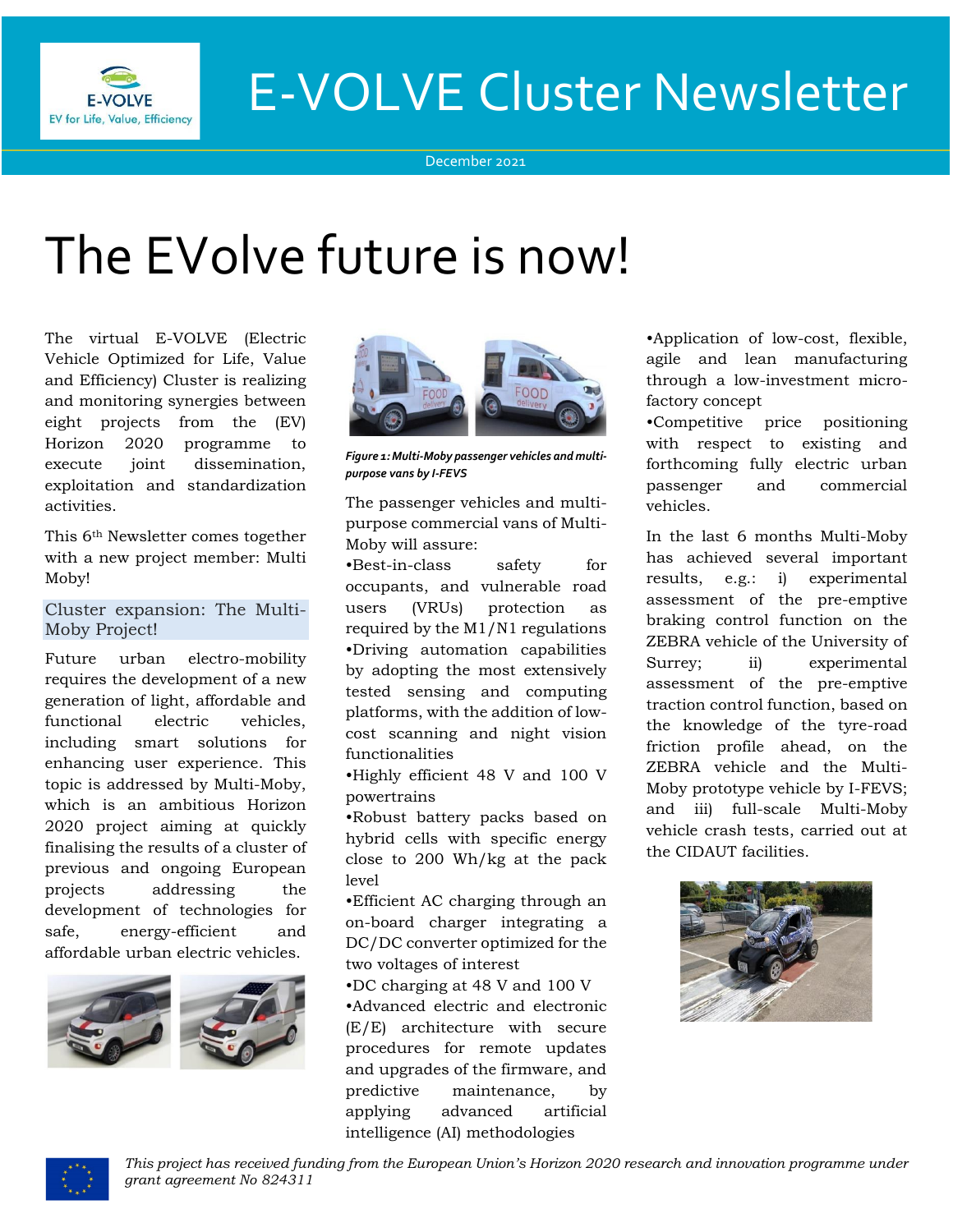# E-VOLVE Cluster Newsletter

December 2021

# The EVolve future is now!

The virtual E-VOLVE (Electric Vehicle Optimized for Life, Value and Efficiency) Cluster is realizing and monitoring synergies between eight projects from the (EV) Horizon 2020 programme to execute joint dissemination, exploitation and standardization activities.

This 6th Newsletter comes together with a new project member: Multi Moby!

## Cluster expansion: The Multi-Moby Project!

Future urban electro-mobility requires the development of a new generation of light, affordable and functional electric vehicles, including smart solutions for enhancing user experience. This topic is addressed by Multi-Moby, which is an ambitious Horizon 2020 project aiming at quickly finalising the results of a cluster of previous and ongoing European projects addressing the development of technologies for safe, energy-efficient and affordable urban electric vehicles.

*Figure 1: Multi-Moby passenger vehicles and multi-purpose vans by I-FEVS*

The passenger vehicles and multi-purpose commercial vans of Multi-Moby will assure:

- Best-in-class safety for occupants, and vulnerable road users (VRUs) protection as required by the M1/N1 regulations
- Driving automation capabilities by adopting the most extensively tested sensing and computing platforms, with the addition of low-cost scanning and night vision functionalities
- Highly efficient 48 V and 100 V powertrains
- Robust battery packs based on hybrid cells with specific energy close to 200 Wh/kg at the pack level
- Efficient AC charging through an on-board charger integrating a DC/DC converter optimized for the two voltages of interest
- DC charging at 48 V and 100 V
- Advanced electric and electronic (E/E) architecture with secure procedures for remote updates and upgrades of the firmware, and predictive maintenance, by applying advanced artificial intelligence (AI) methodologies
- Application of low-cost, flexible, agile and lean manufacturing through a low-investment micro-factory concept
- Competitive price positioning with respect to existing and forthcoming fully electric urban passenger and commercial vehicles.

In the last 6 months Multi-Moby has achieved several important results, e.g.: i) experimental assessment of the pre-emptive braking control function on the ZEBRA vehicle of the University of Surrey; ii) experimental assessment of the pre-emptive traction control function, based on the knowledge of the tyre-road friction profile ahead, on the ZEBRA vehicle and the Multi-Moby prototype vehicle by I-FEVS; and iii) full-scale Multi-Moby vehicle crash tests, carried out at the CIDAUT facilities.

*This project has received funding from the European Union's Horizon 2020 research and innovation programme under grant agreement No 824311*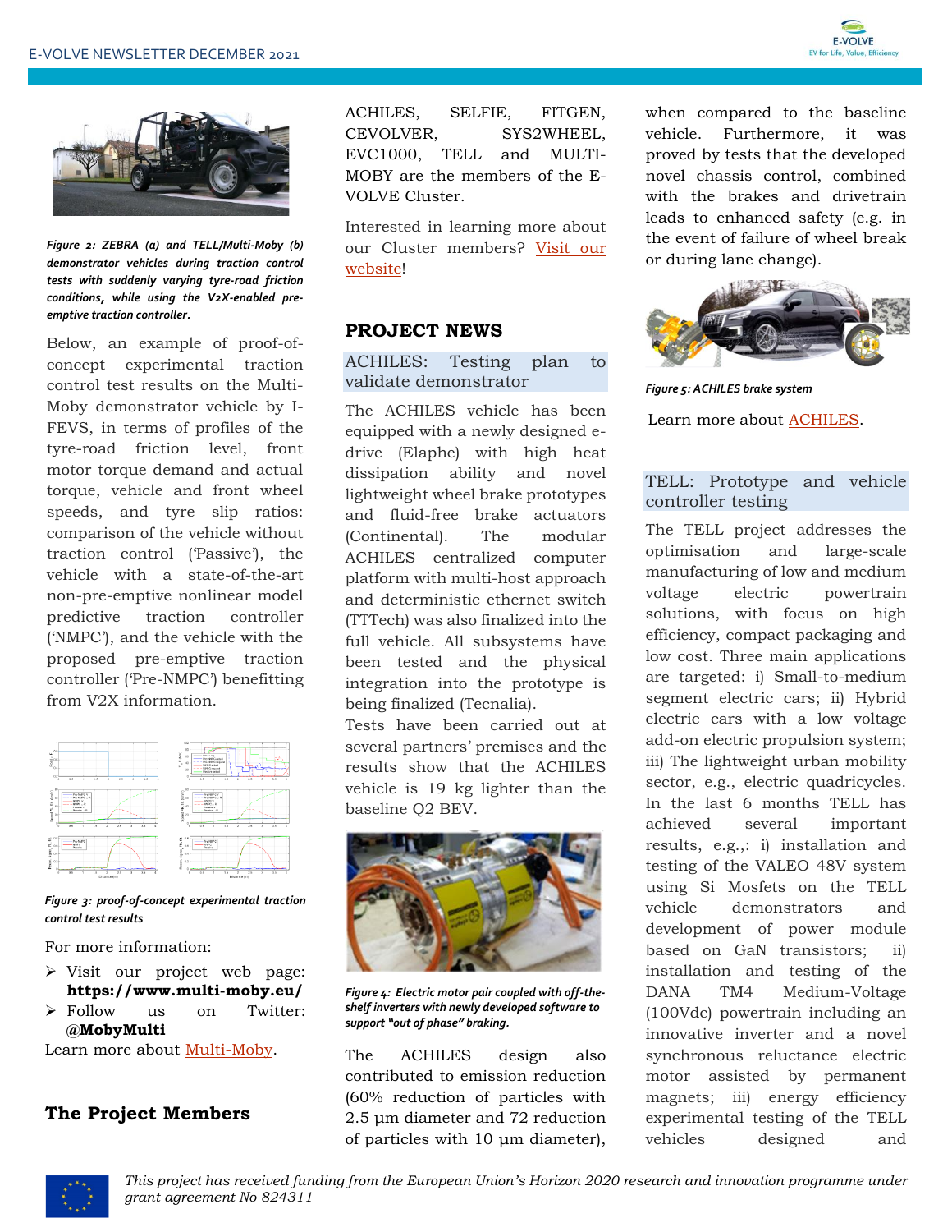*Figure 2: ZEBRA (a) and TELL/Multi-Moby (b) demonstrator vehicles during traction control tests with suddenly varying tyre-road friction conditions, while using the V2X-enabled pre-emptive traction controller.*

Below, an example of proof-of-concept experimental traction control test results on the Multi-Moby demonstrator vehicle by I-FEVS, in terms of profiles of the tyre-road friction level, front motor torque demand and actual torque, vehicle and front wheel speeds, and tyre slip ratios: comparison of the vehicle without traction control ('Passive'), the vehicle with a state-of-the-art non-pre-emptive nonlinear model predictive traction controller ('NMPC'), and the vehicle with the proposed pre-emptive traction controller ('Pre-NMPC') benefitting from V2X information.

*Figure 3: proof-of-concept experimental traction control test results*

For more information:

- Visit our project web page: **https://www.multi-moby.eu/**
- Follow us on Twitter: **@MobyMulti**

Learn more about Multi-Moby.

## The Project Members

ACHILES, SELFIE, FITGEN, CEVOLVER, SYS2WHEEL, EVC1000, TELL and MULTI-MOBY are the members of the E-VOLVE Cluster.

Interested in learning more about our Cluster members? Visit our website!

## PROJECT NEWS

### ACHILES: Testing plan to validate demonstrator

The ACHILES vehicle has been equipped with a newly designed e-drive (Elaphe) with high heat dissipation ability and novel lightweight wheel brake prototypes and fluid-free brake actuators (Continental). The modular ACHILES centralized computer platform with multi-host approach and deterministic ethernet switch (TTTech) was also finalized into the full vehicle. All subsystems have been tested and the physical integration into the prototype is being finalized (Tecnalia).

Tests have been carried out at several partners' premises and the results show that the ACHILES vehicle is 19 kg lighter than the baseline Q2 BEV.

*Figure 4: Electric motor pair coupled with off-the-shelf inverters with newly developed software to support "out of phase" braking.*

The ACHILES design also contributed to emission reduction (60% reduction of particles with 2.5 µm diameter and 72 reduction of particles with 10 µm diameter), when compared to the baseline vehicle. Furthermore, it was proved by tests that the developed novel chassis control, combined with the brakes and drivetrain leads to enhanced safety (e.g. in the event of failure of wheel break or during lane change).

*Figure 5: ACHILES brake system*

Learn more about ACHILES.

### TELL: Prototype and vehicle controller testing

The TELL project addresses the optimisation and large-scale manufacturing of low and medium voltage electric powertrain solutions, with focus on high efficiency, compact packaging and low cost. Three main applications are targeted: i) Small-to-medium segment electric cars; ii) Hybrid electric cars with a low voltage add-on electric propulsion system; iii) The lightweight urban mobility sector, e.g., electric quadricycles. In the last 6 months TELL has achieved several important results, e.g.,: i) installation and testing of the VALEO 48V system using Si Mosfets on the TELL vehicle demonstrators and development of power module based on GaN transistors; ii) installation and testing of the DANA TM4 Medium-Voltage (100Vdc) powertrain including an innovative inverter and a novel synchronous reluctance electric motor assisted by permanent magnets; iii) energy efficiency experimental testing of the TELL vehicles designed and

*This project has received funding from the European Union's Horizon 2020 research and innovation programme under grant agreement No 824311*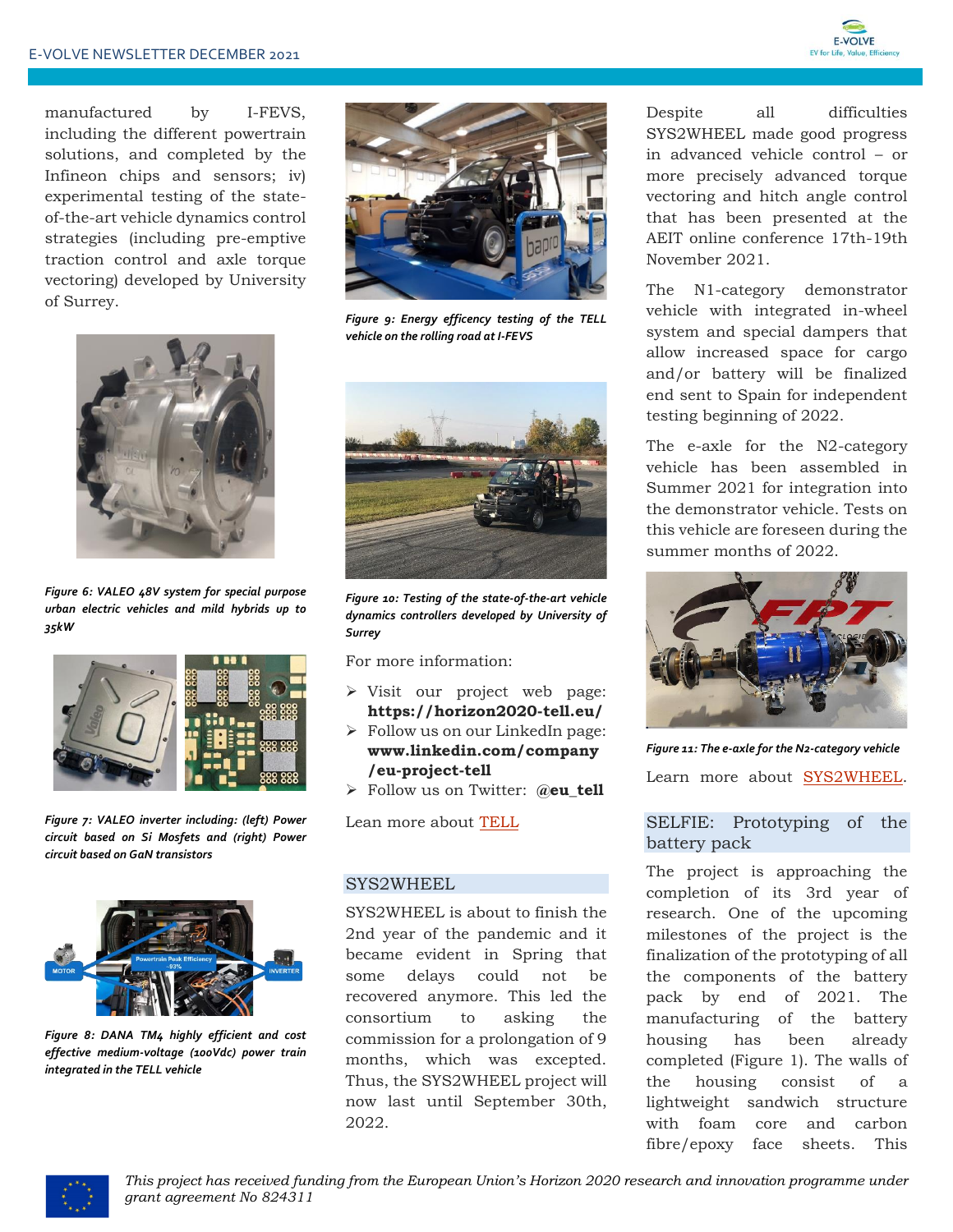manufactured by I-FEVS, including the different powertrain solutions, and completed by the Infineon chips and sensors; iv) experimental testing of the state-of-the-art vehicle dynamics control strategies (including pre-emptive traction control and axle torque vectoring) developed by University of Surrey.

*Figure 6: VALEO 48V system for special purpose urban electric vehicles and mild hybrids up to 35kW*

*Figure 7: VALEO inverter including: (left) Power circuit based on Si Mosfets and (right) Power circuit based on GaN transistors*

*Figure 8: DANA TM4 highly efficient and cost effective medium-voltage (100Vdc) power train integrated in the TELL vehicle*

*Figure 9: Energy efficency testing of the TELL vehicle on the rolling road at I-FEVS*

*Figure 10: Testing of the state-of-the-art vehicle dynamics controllers developed by University of Surrey*

For more information:

- Visit our project web page: **https://horizon2020-tell.eu/**
- Follow us on our LinkedIn page: **www.linkedin.com/company/eu-project-tell**
- Follow us on Twitter: **@eu_tell**

Lean more about TELL

## SYS2WHEEL

SYS2WHEEL is about to finish the 2nd year of the pandemic and it became evident in Spring that some delays could not be recovered anymore. This led the consortium to asking the commission for a prolongation of 9 months, which was excepted. Thus, the SYS2WHEEL project will now last until September 30th, 2022.

Despite all difficulties SYS2WHEEL made good progress in advanced vehicle control – or more precisely advanced torque vectoring and hitch angle control that has been presented at the AEIT online conference 17th-19th November 2021.

The N1-category demonstrator vehicle with integrated in-wheel system and special dampers that allow increased space for cargo and/or battery will be finalized end sent to Spain for independent testing beginning of 2022.

The e-axle for the N2-category vehicle has been assembled in Summer 2021 for integration into the demonstrator vehicle. Tests on this vehicle are foreseen during the summer months of 2022.

*Figure 11: The e-axle for the N2-category vehicle*

Learn more about SYS2WHEEL.

## SELFIE: Prototyping of the battery pack

The project is approaching the completion of its 3rd year of research. One of the upcoming milestones of the project is the finalization of the prototyping of all the components of the battery pack by end of 2021. The manufacturing of the battery housing has been already completed (Figure 1). The walls of the housing consist of a lightweight sandwich structure with foam core and carbon fibre/epoxy face sheets. This

*This project has received funding from the European Union's Horizon 2020 research and innovation programme under grant agreement No 824311*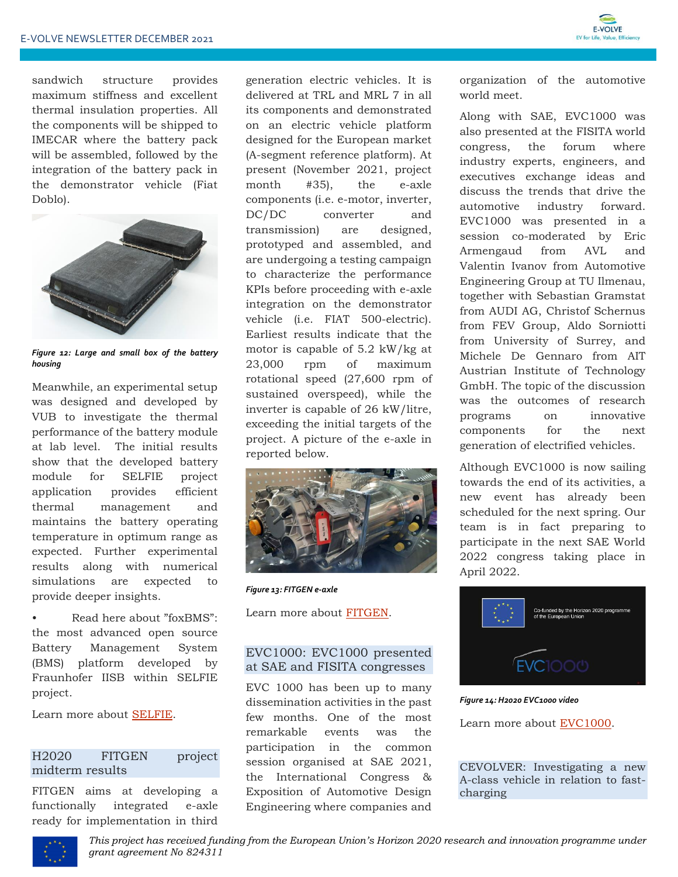sandwich structure provides maximum stiffness and excellent thermal insulation properties. All the components will be shipped to IMECAR where the battery pack will be assembled, followed by the integration of the battery pack in the demonstrator vehicle (Fiat Doblo).

*Figure 12: Large and small box of the battery housing*

Meanwhile, an experimental setup was designed and developed by VUB to investigate the thermal performance of the battery module at lab level. The initial results show that the developed battery module for SELFIE project application provides efficient thermal management and maintains the battery operating temperature in optimum range as expected. Further experimental results along with numerical simulations are expected to provide deeper insights.

- Read here about "foxBMS": the most advanced open source Battery Management System (BMS) platform developed by Fraunhofer IISB within SELFIE project.

Learn more about SELFIE.

## H2020 FITGEN project midterm results

FITGEN aims at developing a functionally integrated e-axle ready for implementation in third generation electric vehicles. It is delivered at TRL and MRL 7 in all its components and demonstrated on an electric vehicle platform designed for the European market (A-segment reference platform). At present (November 2021, project month #35), the e-axle components (i.e. e-motor, inverter, DC/DC converter and transmission) are designed, prototyped and assembled, and are undergoing a testing campaign to characterize the performance KPIs before proceeding with e-axle integration on the demonstrator vehicle (i.e. FIAT 500-electric). Earliest results indicate that the motor is capable of 5.2 kW/kg at 23,000 rpm of maximum rotational speed (27,600 rpm of sustained overspeed), while the inverter is capable of 26 kW/litre, exceeding the initial targets of the project. A picture of the e-axle in reported below.

*Figure 13: FITGEN e-axle*

Learn more about FITGEN.

## EVC1000: EVC1000 presented at SAE and FISITA congresses

EVC 1000 has been up to many dissemination activities in the past few months. One of the most remarkable events was the participation in the common session organised at SAE 2021, the International Congress & Exposition of Automotive Design Engineering where companies and organization of the automotive world meet.

Along with SAE, EVC1000 was also presented at the FISITA world congress, the forum where industry experts, engineers, and executives exchange ideas and discuss the trends that drive the automotive industry forward. EVC1000 was presented in a session co-moderated by Eric Armengaud from AVL and Valentin Ivanov from Automotive Engineering Group at TU Ilmenau, together with Sebastian Gramstat from AUDI AG, Christof Schernus from FEV Group, Aldo Sorniotti from University of Surrey, and Michele De Gennaro from AIT Austrian Institute of Technology GmbH. The topic of the discussion was the outcomes of research programs on innovative components for the next generation of electrified vehicles.

Although EVC1000 is now sailing towards the end of its activities, a new event has already been scheduled for the next spring. Our team is in fact preparing to participate in the next SAE World 2022 congress taking place in April 2022.

*Figure 14: H2020 EVC1000 video*

Learn more about EVC1000.

## CEVOLVER: Investigating a new A-class vehicle in relation to fast-charging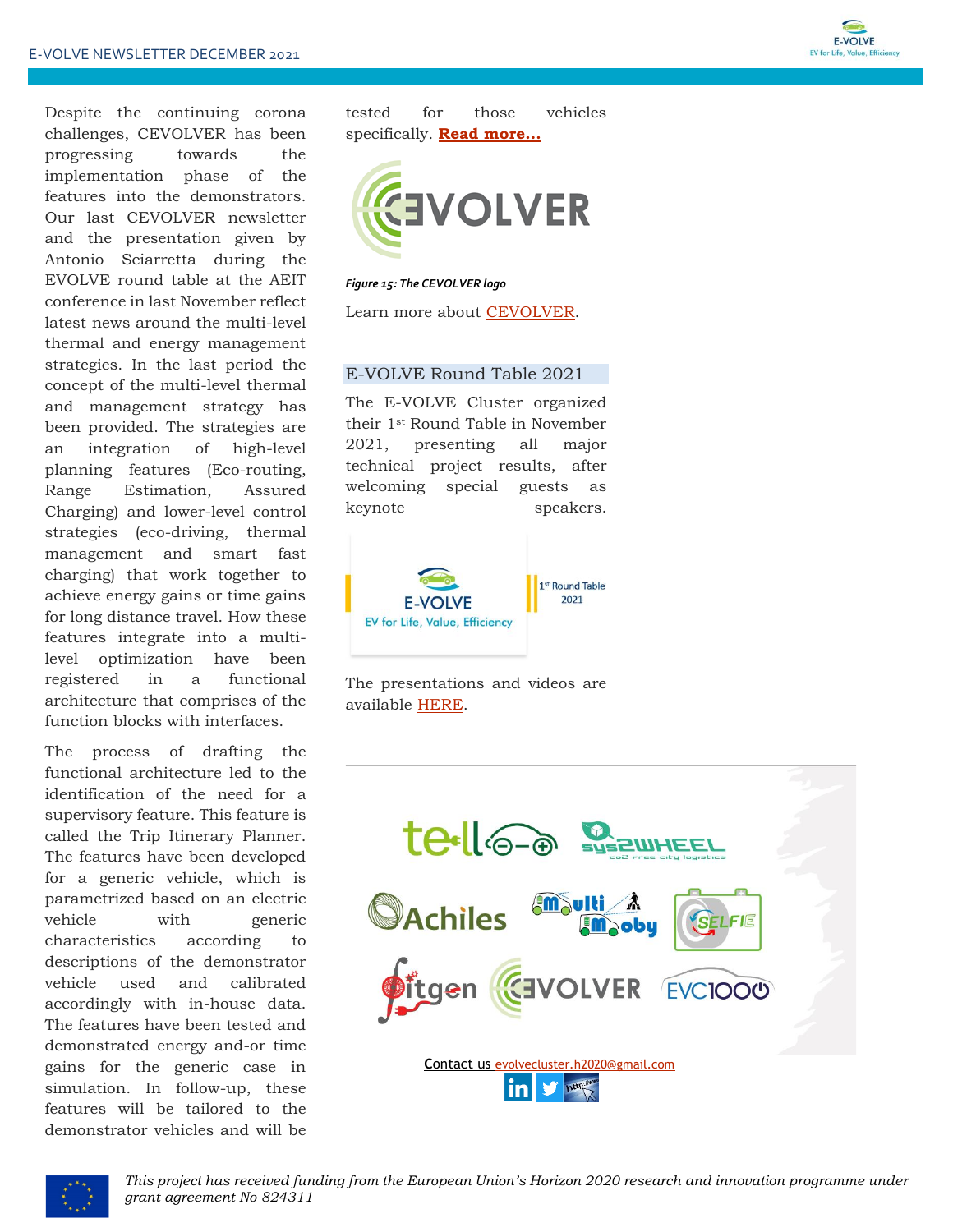Despite the continuing corona challenges, CEVOLVER has been progressing towards the implementation phase of the features into the demonstrators. Our last CEVOLVER newsletter and the presentation given by Antonio Sciarretta during the EVOLVE round table at the AEIT conference in last November reflect latest news around the multi-level thermal and energy management strategies. In the last period the concept of the multi-level thermal and management strategy has been provided. The strategies are an integration of high-level planning features (Eco-routing, Range Estimation, Assured Charging) and lower-level control strategies (eco-driving, thermal management and smart fast charging) that work together to achieve energy gains or time gains for long distance travel. How these features integrate into a multi-level optimization have been registered in a functional architecture that comprises of the function blocks with interfaces.

The process of drafting the functional architecture led to the identification of the need for a supervisory feature. This feature is called the Trip Itinerary Planner. The features have been developed for a generic vehicle, which is parametrized based on an electric vehicle with generic characteristics according to descriptions of the demonstrator vehicle used and calibrated accordingly with in-house data. The features have been tested and demonstrated energy and-or time gains for the generic case in simulation. In follow-up, these features will be tailored to the demonstrator vehicles and will be tested for those vehicles specifically. **Read more…**

***Figure 15: The CEVOLVER logo***

Learn more about CEVOLVER.

## E-VOLVE Round Table 2021

The E-VOLVE Cluster organized their 1st Round Table in November 2021, presenting all major technical project results, after welcoming special guests as keynote speakers.

The presentations and videos are available HERE.

**Contact us** evolvecluster.h2020@gmail.com

*This project has received funding from the European Union's Horizon 2020 research and innovation programme under grant agreement No 824311*